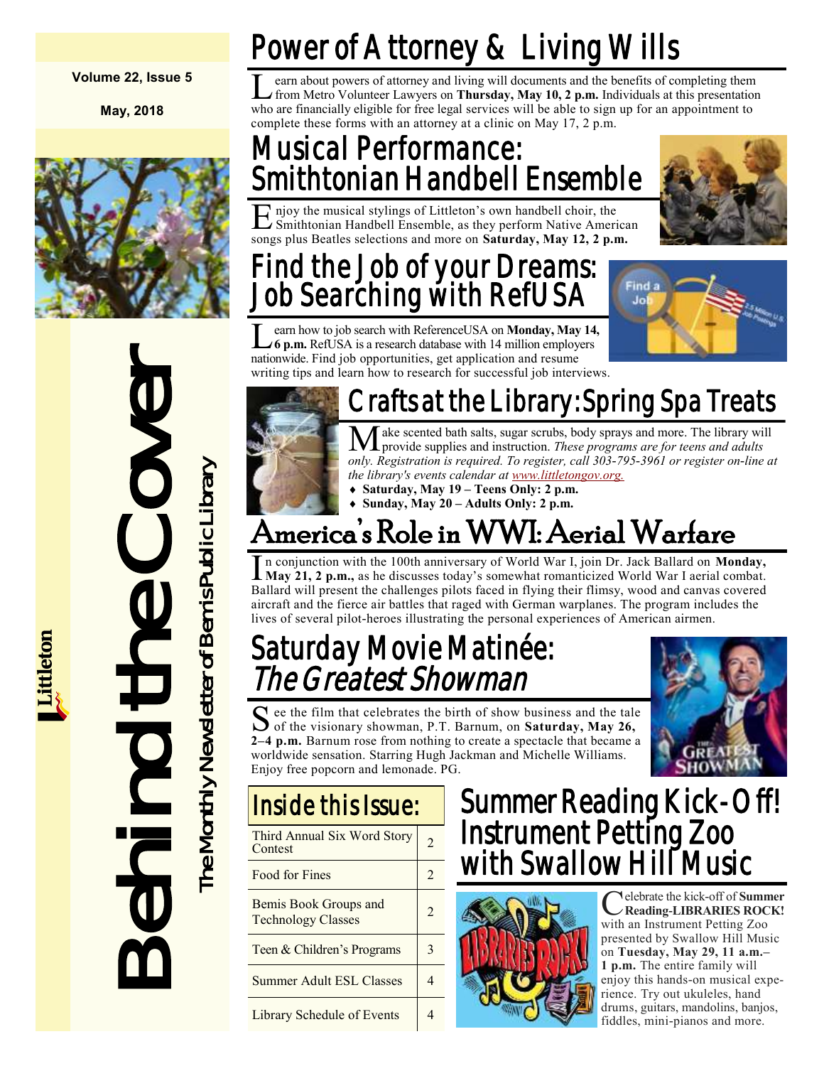**Volume 22, Issue 5**

**May, 2018**

# Behind the Cover

The Monthly Newsletter of Bemis Public Library

Littleton

## Power of Attorney & Living Wills

Learn about powers of attorney and living will documents and the benefits of completing them from Metro Volunteer Lawyers on **Thursday, May 10, 2 p.m.** Individuals at this presentation who are financially eligible for free legal services will be able to sign up for an appointment to complete these forms with an attorney at a clinic on May 17, 2 p.m.

## Musical Performance: Smithtonian Handbell Ensemble

Enjoy the musical stylings of Littleton's own handbell choir, the Smithtonian Handbell Ensemble, as they perform Native American songs plus Beatles selections and more on **Saturday, May 12, 2 p.m.**

## Find the Job of your Dreams: Job Searching with RefUSA

Learn how to job search with ReferenceUSA on **Monday, May 14, 6 p.m.** RefUSA is a research database with 14 million employers nationwide. Find job opportunities, get application and resume writing tips and learn how to research for successful job interviews.

## Crafts at the Library: Spring Spa Treats

Make scented bath salts, sugar scrubs, body sprays and more. The library will provide supplies and instruction. *These programs are for teens and adults only. Registration is required. To register, call 303-795-3961 or register on-line at the library's events calendar at www.littletongov.org.*

- **Saturday, May 19 – Teens Only: 2 p.m.**
- **Sunday, May 20 – Adults Only: 2 p.m.**

## America's Role in WWI: Aerial Warfare

In conjunction with the 100th anniversary of World War I, join Dr. Jack Ballard on **Monday, May 21, 2 p.m.,** as he discusses today's somewhat romanticized World War I aerial combat. Ballard will present the challenges pilots faced in flying their flimsy, wood and canvas covered aircraft and the fierce air battles that raged with German warplanes. The program includes the lives of several pilot-heroes illustrating the personal experiences of American airmen.

## Saturday Movie Matinée: *The Greatest Showman*

See the film that celebrates the birth of show business and the tale of the visionary showman, P.T. Barnum, on **Saturday, May 26, 2–4 p.m.** Barnum rose from nothing to create a spectacle that became a worldwide sensation. Starring Hugh Jackman and Michelle Williams. Enjoy free popcorn and lemonade. PG.

## Inside this Issue:

| Topic | Page |
| --- | --- |
| Third Annual Six Word Story Contest | 2 |
| Food for Fines | 2 |
| Bemis Book Groups and Technology Classes | 2 |
| Teen & Children's Programs | 3 |
| Summer Adult ESL Classes | 4 |
| Library Schedule of Events | 4 |

## Summer Reading Kick-Off! Instrument Petting Zoo with Swallow Hill Music

Celebrate the kick-off of **Summer Reading-LIBRARIES ROCK!** with an Instrument Petting Zoo presented by Swallow Hill Music on **Tuesday, May 29, 11 a.m.–1 p.m.** The entire family will enjoy this hands-on musical experience. Try out ukuleles, hand drums, guitars, mandolins, banjos, fiddles, mini-pianos and more.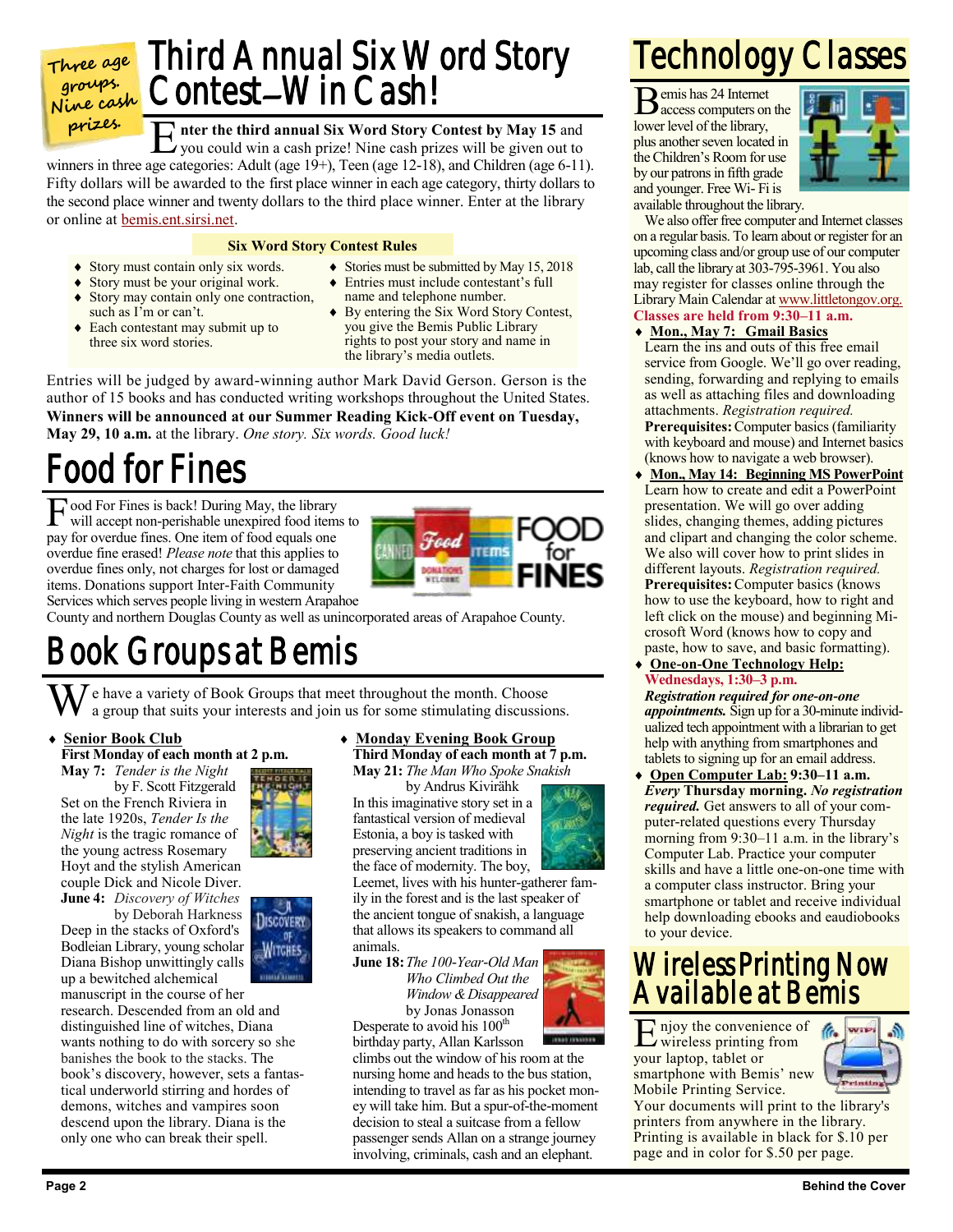Three age groups. Nine cash prizes.

# Third Annual Six Word Story Contest—Win Cash!

**Enter the third annual Six Word Story Contest by May 15** and you could win a cash prize! Nine cash prizes will be given out to winners in three age categories: Adult (age 19+), Teen (age 12-18), and Children (age 6-11). Fifty dollars will be awarded to the first place winner in each age category, thirty dollars to the second place winner and twenty dollars to the third place winner. Enter at the library or online at bemis.ent.sirsi.net.

**Six Word Story Contest Rules**

- Story must contain only six words.
- Story must be your original work.
- Story may contain only one contraction, such as I'm or can't.
- Each contestant may submit up to three six word stories.
- Stories must be submitted by May 15, 2018
- Entries must include contestant's full name and telephone number.
- By entering the Six Word Story Contest, you give the Bemis Public Library rights to post your story and name in the library's media outlets.

Entries will be judged by award-winning author Mark David Gerson. Gerson is the author of 15 books and has conducted writing workshops throughout the United States. **Winners will be announced at our Summer Reading Kick-Off event on Tuesday, May 29, 10 a.m.** at the library. *One story. Six words. Good luck!*

# Food for Fines

Food For Fines is back! During May, the library will accept non-perishable unexpired food items to pay for overdue fines. One item of food equals one overdue fine erased! *Please note* that this applies to overdue fines only, not charges for lost or damaged items. Donations support Inter-Faith Community Services which serves people living in western Arapahoe County and northern Douglas County as well as unincorporated areas of Arapahoe County.

# Book Groups at Bemis

We have a variety of Book Groups that meet throughout the month. Choose a group that suits your interests and join us for some stimulating discussions.

- **Senior Book Club**
  **First Monday of each month at 2 p.m.**
  **May 7:** *Tender is the Night* by F. Scott Fitzgerald
  Set on the French Riviera in the late 1920s, *Tender Is the Night* is the tragic romance of the young actress Rosemary Hoyt and the stylish American couple Dick and Nicole Diver.
  **June 4:** *Discovery of Witches* by Deborah Harkness
  Deep in the stacks of Oxford's Bodleian Library, young scholar Diana Bishop unwittingly calls up a bewitched alchemical manuscript in the course of her research. Descended from an old and distinguished line of witches, Diana wants nothing to do with sorcery so she banishes the book to the stacks. The book's discovery, however, sets a fantastical underworld stirring and hordes of demons, witches and vampires soon descend upon the library. Diana is the only one who can break their spell.

- **Monday Evening Book Group**
  **Third Monday of each month at 7 p.m.**
  **May 21:** *The Man Who Spoke Snakish* by Andrus Kivirähk
  In this imaginative story set in a fantastical version of medieval Estonia, a boy is tasked with preserving ancient traditions in the face of modernity. The boy, Leemet, lives with his hunter-gatherer family in the forest and is the last speaker of the ancient tongue of snakish, a language that allows its speakers to command all animals.
  **June 18:** *The 100-Year-Old Man Who Climbed Out the Window & Disappeared* by Jonas Jonasson
  Desperate to avoid his 100th birthday party, Allan Karlsson climbs out the window of his room at the nursing home and heads to the bus station, intending to travel as far as his pocket money will take him. But a spur-of-the-moment decision to steal a suitcase from a fellow passenger sends Allan on a strange journey involving, criminals, cash and an elephant.

# Technology Classes

Bemis has 24 Internet access computers on the lower level of the library, plus another seven located in the Children's Room for use by our patrons in fifth grade and younger. Free Wi- Fi is available throughout the library.

We also offer free computer and Internet classes on a regular basis. To learn about or register for an upcoming class and/or group use of our computer lab, call the library at 303-795-3961. You also may register for classes online through the Library Main Calendar at www.littletongov.org. **Classes are held from 9:30–11 a.m.**

- **Mon., May 7: Gmail Basics**
  Learn the ins and outs of this free email service from Google. We'll go over reading, sending, forwarding and replying to emails as well as attaching files and downloading attachments. *Registration required.*
  **Prerequisites:** Computer basics (familiarity with keyboard and mouse) and Internet basics (knows how to navigate a web browser).
- **Mon., May 14: Beginning MS PowerPoint**
  Learn how to create and edit a PowerPoint presentation. We will go over adding slides, changing themes, adding pictures and clipart and changing the color scheme. We also will cover how to print slides in different layouts. *Registration required.*
  **Prerequisites:** Computer basics (knows how to use the keyboard, how to right and left click on the mouse) and beginning Microsoft Word (knows how to copy and paste, how to save, and basic formatting).
- **One-on-One Technology Help:**
  **Wednesdays, 1:30–3 p.m.**
  ***Registration required for one-on-one appointments.*** Sign up for a 30-minute individualized tech appointment with a librarian to get help with anything from smartphones and tablets to signing up for an email address.
- **Open Computer Lab: 9:30–11 a.m.**
  ***Every* Thursday morning. *No registration required.*** Get answers to all of your computer-related questions every Thursday morning from 9:30–11 a.m. in the library's Computer Lab. Practice your computer skills and have a little one-on-one time with a computer class instructor. Bring your smartphone or tablet and receive individual help downloading ebooks and eaudiobooks to your device.

# Wireless Printing Now Available at Bemis

Enjoy the convenience of wireless printing from your laptop, tablet or smartphone with Bemis' new Mobile Printing Service. Your documents will print to the library's printers from anywhere in the library. Printing is available in black for $.10 per page and in color for $.50 per page.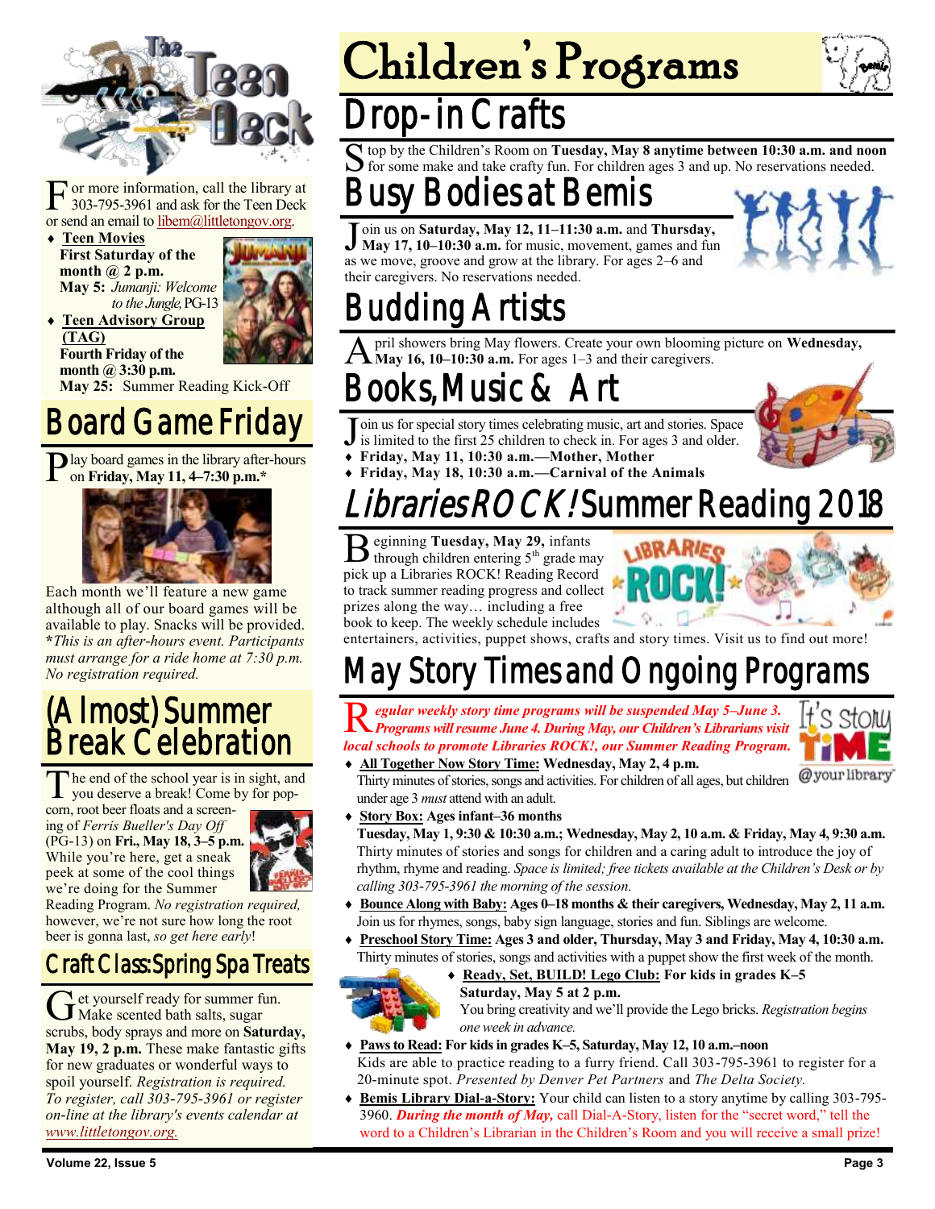For more information, call the library at 303-795-3961 and ask for the Teen Deck or send an email to libem@littletongov.org.

- **Teen Movies**
  **First Saturday of the month @ 2 p.m.**
  **May 5:** *Jumanji: Welcome to the Jungle*, PG-13
- **Teen Advisory Group (TAG)**
  **Fourth Friday of the month @ 3:30 p.m.**
  **May 25:** Summer Reading Kick-Off

## Board Game Friday

Play board games in the library after-hours on **Friday, May 11, 4–7:30 p.m.***

Each month we'll feature a new game although all of our board games will be available to play. Snacks will be provided. ***This is an after-hours event. Participants must arrange for a ride home at 7:30 p.m. No registration required.***

## (Almost) Summer Break Celebration

The end of the school year is in sight, and you deserve a break! Come by for popcorn, root beer floats and a screening of *Ferris Bueller's Day Off* (PG-13) on **Fri., May 18, 3–5 p.m.** While you're here, get a sneak peek at some of the cool things we're doing for the Summer Reading Program. *No registration required,* however, we're not sure how long the root beer is gonna last, *so get here early*!

## Craft Class: Spring Spa Treats

Get yourself ready for summer fun. Make scented bath salts, sugar scrubs, body sprays and more on **Saturday, May 19, 2 p.m.** These make fantastic gifts for new graduates or wonderful ways to spoil yourself. *Registration is required. To register, call 303-795-3961 or register on-line at the library's events calendar at www.littletongov.org.*

# Children's Programs

## Drop-in Crafts

Stop by the Children's Room on **Tuesday, May 8 anytime between 10:30 a.m. and noon** for some make and take crafty fun. For children ages 3 and up. No reservations needed.

## Busy Bodies at Bemis

Join us on **Saturday, May 12, 11–11:30 a.m.** and **Thursday, May 17, 10–10:30 a.m.** for music, movement, games and fun as we move, groove and grow at the library. For ages 2–6 and their caregivers. No reservations needed.

## Budding Artists

April showers bring May flowers. Create your own blooming picture on **Wednesday, May 16, 10–10:30 a.m.** For ages 1–3 and their caregivers.

## Books, Music & Art

Join us for special story times celebrating music, art and stories. Space is limited to the first 25 children to check in. For ages 3 and older.

- **Friday, May 11, 10:30 a.m.—Mother, Mother**
- **Friday, May 18, 10:30 a.m.—Carnival of the Animals**

## *Libraries ROCK!* Summer Reading 2018

Beginning **Tuesday, May 29,** infants through children entering 5th grade may pick up a Libraries ROCK! Reading Record to track summer reading progress and collect prizes along the way… including a free book to keep. The weekly schedule includes entertainers, activities, puppet shows, crafts and story times. Visit us to find out more!

## May Story Times and Ongoing Programs

***Regular weekly story time programs will be suspended May 5–June 3. Programs will resume June 4. During May, our Children's Librarians visit local schools to promote Libraries ROCK!, our Summer Reading Program.***

- **All Together Now Story Time: Wednesday, May 2, 4 p.m.**
  Thirty minutes of stories, songs and activities. For children of all ages, but children under age 3 *must* attend with an adult.
- **Story Box: Ages infant–36 months**
  **Tuesday, May 1, 9:30 & 10:30 a.m.; Wednesday, May 2, 10 a.m. & Friday, May 4, 9:30 a.m.**
  Thirty minutes of stories and songs for children and a caring adult to introduce the joy of rhythm, rhyme and reading. *Space is limited; free tickets available at the Children's Desk or by calling 303-795-3961 the morning of the session.*
- **Bounce Along with Baby: Ages 0–18 months & their caregivers, Wednesday, May 2, 11 a.m.**
  Join us for rhymes, songs, baby sign language, stories and fun. Siblings are welcome.
- **Preschool Story Time: Ages 3 and older, Thursday, May 3 and Friday, May 4, 10:30 a.m.**
  Thirty minutes of stories, songs and activities with a puppet show the first week of the month.
- **Ready, Set, BUILD! Lego Club: For kids in grades K–5**
  **Saturday, May 5 at 2 p.m.**
  You bring creativity and we'll provide the Lego bricks. *Registration begins one week in advance.*
- **Paws to Read: For kids in grades K–5, Saturday, May 12, 10 a.m.–noon**
  Kids are able to practice reading to a furry friend. Call 303-795-3961 to register for a 20-minute spot. *Presented by Denver Pet Partners* and *The Delta Society.*
- **Bemis Library Dial-a-Story:** Your child can listen to a story anytime by calling 303-795-3960. ***During the month of May,*** call Dial-A-Story, listen for the "secret word," tell the word to a Children's Librarian in the Children's Room and you will receive a small prize!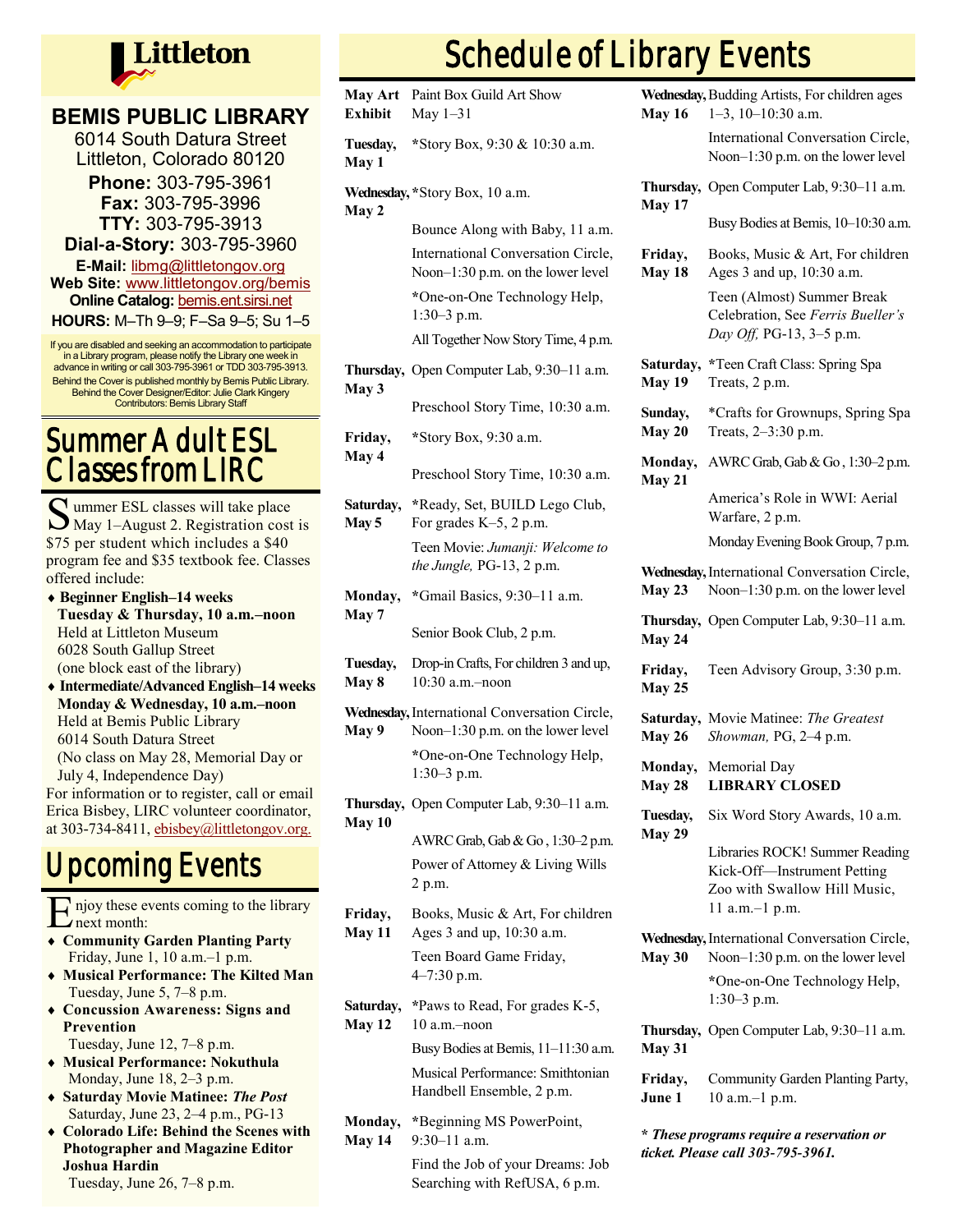**Littleton**

## BEMIS PUBLIC LIBRARY

6014 South Datura Street
Littleton, Colorado 80120

**Phone:** 303-795-3961
**Fax:** 303-795-3996
**TTY:** 303-795-3913
**Dial-a-Story:** 303-795-3960
**E-Mail:** libmg@littletongov.org
**Web Site:** www.littletongov.org/bemis
**Online Catalog:** bemis.ent.sirsi.net
**HOURS:** M–Th 9–9; F–Sa 9–5; Su 1–5

If you are disabled and seeking an accommodation to participate in a Library program, please notify the Library one week in advance in writing or call 303-795-3961 or TDD 303-795-3913.
Behind the Cover is published monthly by Bemis Public Library.
Behind the Cover Designer/Editor: Julie Clark Kingery
Contributors: Bemis Library Staff

## Summer Adult ESL Classes from LIRC

Summer ESL classes will take place May 1–August 2. Registration cost is $75 per student which includes a $40 program fee and $35 textbook fee. Classes offered include:

- **Beginner English–14 weeks**
  **Tuesday & Thursday, 10 a.m.–noon**
  Held at Littleton Museum
  6028 South Gallup Street
  (one block east of the library)
- **Intermediate/Advanced English–14 weeks**
  **Monday & Wednesday, 10 a.m.–noon**
  Held at Bemis Public Library
  6014 South Datura Street
  (No class on May 28, Memorial Day or July 4, Independence Day)

For information or to register, call or email Erica Bisbey, LIRC volunteer coordinator, at 303-734-8411, ebisbey@littletongov.org.

## Upcoming Events

Enjoy these events coming to the library next month:

- **Community Garden Planting Party**
  Friday, June 1, 10 a.m.–1 p.m.
- **Musical Performance: The Kilted Man**
  Tuesday, June 5, 7–8 p.m.
- **Concussion Awareness: Signs and Prevention**
  Tuesday, June 12, 7–8 p.m.
- **Musical Performance: Nokuthula**
  Monday, June 18, 2–3 p.m.
- **Saturday Movie Matinee: *The Post***
  Saturday, June 23, 2–4 p.m., PG-13
- **Colorado Life: Behind the Scenes with Photographer and Magazine Editor Joshua Hardin**
  Tuesday, June 26, 7–8 p.m.

# Schedule of Library Events

| | |
|---|---|
| **May Art Exhibit** | Paint Box Guild Art Show<br>May 1–31 |
| **Tuesday, May 1** | *Story Box, 9:30 & 10:30 a.m. |
| **Wednesday, May 2** | *Story Box, 10 a.m.<br>Bounce Along with Baby, 11 a.m.<br>International Conversation Circle, Noon–1:30 p.m. on the lower level<br>*One-on-One Technology Help, 1:30–3 p.m.<br>All Together Now Story Time, 4 p.m. |
| **Thursday, May 3** | Open Computer Lab, 9:30–11 a.m.<br>Preschool Story Time, 10:30 a.m. |
| **Friday, May 4** | *Story Box, 9:30 a.m.<br>Preschool Story Time, 10:30 a.m. |
| **Saturday, May 5** | *Ready, Set, BUILD Lego Club, For grades K–5, 2 p.m.<br>Teen Movie: *Jumanji: Welcome to the Jungle,* PG-13, 2 p.m. |
| **Monday, May 7** | *Gmail Basics, 9:30–11 a.m.<br>Senior Book Club, 2 p.m. |
| **Tuesday, May 8** | Drop-in Crafts, For children 3 and up, 10:30 a.m.–noon |
| **Wednesday, May 9** | International Conversation Circle, Noon–1:30 p.m. on the lower level<br>*One-on-One Technology Help, 1:30–3 p.m. |
| **Thursday, May 10** | Open Computer Lab, 9:30–11 a.m.<br>AWRC Grab, Gab & Go , 1:30–2 p.m.<br>Power of Attorney & Living Wills 2 p.m. |
| **Friday, May 11** | Books, Music & Art, For children Ages 3 and up, 10:30 a.m.<br>Teen Board Game Friday, 4–7:30 p.m. |
| **Saturday, May 12** | *Paws to Read, For grades K-5, 10 a.m.–noon<br>Busy Bodies at Bemis, 11–11:30 a.m.<br>Musical Performance: Smithtonian Handbell Ensemble, 2 p.m. |
| **Monday, May 14** | *Beginning MS PowerPoint, 9:30–11 a.m.<br>Find the Job of your Dreams: Job Searching with RefUSA, 6 p.m. |
| **Wednesday, May 16** | Budding Artists, For children ages 1–3, 10–10:30 a.m.<br>International Conversation Circle, Noon–1:30 p.m. on the lower level |
| **Thursday, May 17** | Open Computer Lab, 9:30–11 a.m.<br>Busy Bodies at Bemis, 10–10:30 a.m. |
| **Friday, May 18** | Books, Music & Art, For children Ages 3 and up, 10:30 a.m.<br>Teen (Almost) Summer Break Celebration, See *Ferris Bueller's Day Off,* PG-13, 3–5 p.m. |
| **Saturday, May 19** | *Teen Craft Class: Spring Spa Treats, 2 p.m. |
| **Sunday, May 20** | *Crafts for Grownups, Spring Spa Treats, 2–3:30 p.m. |
| **Monday, May 21** | AWRC Grab, Gab & Go , 1:30–2 p.m.<br>America's Role in WWI: Aerial Warfare, 2 p.m.<br>Monday Evening Book Group, 7 p.m. |
| **Wednesday, May 23** | International Conversation Circle, Noon–1:30 p.m. on the lower level |
| **Thursday, May 24** | Open Computer Lab, 9:30–11 a.m. |
| **Friday, May 25** | Teen Advisory Group, 3:30 p.m. |
| **Saturday, May 26** | Movie Matinee: *The Greatest Showman,* PG, 2–4 p.m. |
| **Monday, May 28** | Memorial Day<br>**LIBRARY CLOSED** |
| **Tuesday, May 29** | Six Word Story Awards, 10 a.m.<br>Libraries ROCK! Summer Reading Kick-Off—Instrument Petting Zoo with Swallow Hill Music, 11 a.m.–1 p.m. |
| **Wednesday, May 30** | International Conversation Circle, Noon–1:30 p.m. on the lower level<br>*One-on-One Technology Help, 1:30–3 p.m. |
| **Thursday, May 31** | Open Computer Lab, 9:30–11 a.m. |
| **Friday, June 1** | Community Garden Planting Party, 10 a.m.–1 p.m. |

***** ***These programs require a reservation or ticket. Please call 303-795-3961.***